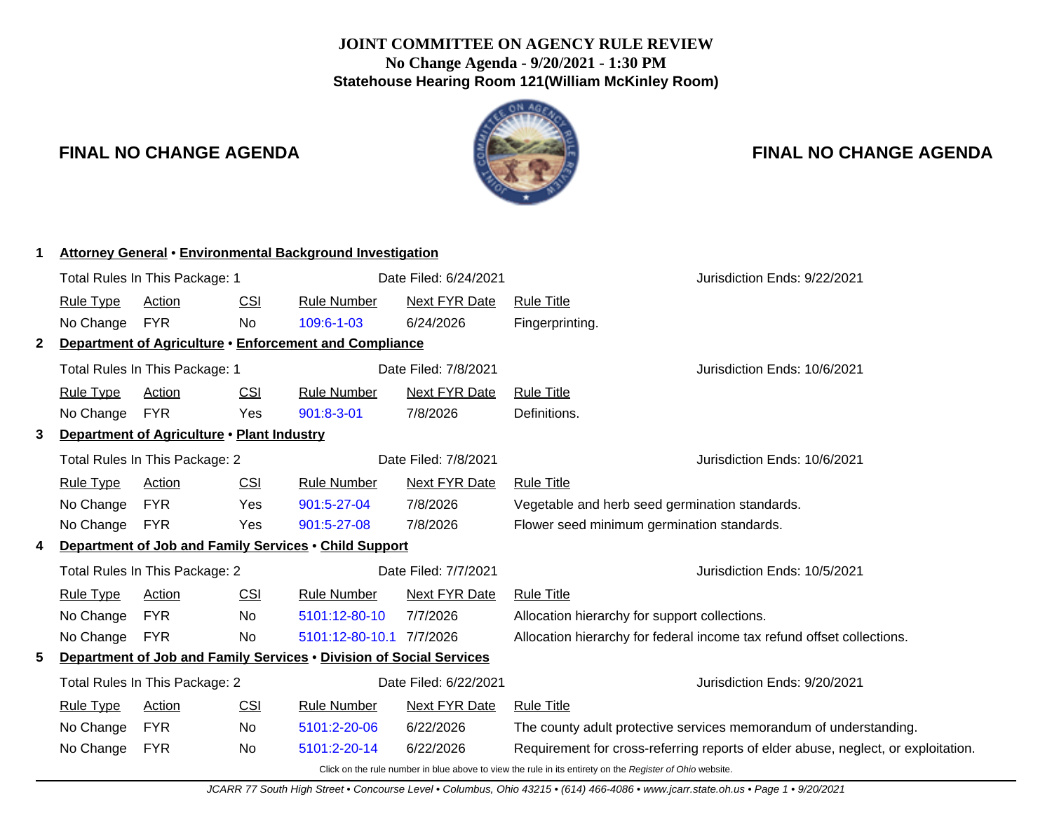# JOINT COMMITTEE ON AGENCY RULE REVIEW

**No Change Agenda - 9/20/2021 - 1:30 PM**

**Statehouse Hearing Room 121(William McKinley Room)**

## FINAL NO CHANGE AGENDA

### 1 Attorney General • Environmental Background Investigation

Total Rules In This Package: 1 | Date Filed: 6/24/2021 | Jurisdiction Ends: 9/22/2021

| Rule Type | Action | CSI | Rule Number | Next FYR Date | Rule Title |
|---|---|---|---|---|---|
| No Change | FYR | No | 109:6-1-03 | 6/24/2026 | Fingerprinting. |

### 2 Department of Agriculture • Enforcement and Compliance

Total Rules In This Package: 1 | Date Filed: 7/8/2021 | Jurisdiction Ends: 10/6/2021

| Rule Type | Action | CSI | Rule Number | Next FYR Date | Rule Title |
|---|---|---|---|---|---|
| No Change | FYR | Yes | 901:8-3-01 | 7/8/2026 | Definitions. |

### 3 Department of Agriculture • Plant Industry

Total Rules In This Package: 2 | Date Filed: 7/8/2021 | Jurisdiction Ends: 10/6/2021

| Rule Type | Action | CSI | Rule Number | Next FYR Date | Rule Title |
|---|---|---|---|---|---|
| No Change | FYR | Yes | 901:5-27-04 | 7/8/2026 | Vegetable and herb seed germination standards. |
| No Change | FYR | Yes | 901:5-27-08 | 7/8/2026 | Flower seed minimum germination standards. |

### 4 Department of Job and Family Services • Child Support

Total Rules In This Package: 2 | Date Filed: 7/7/2021 | Jurisdiction Ends: 10/5/2021

| Rule Type | Action | CSI | Rule Number | Next FYR Date | Rule Title |
|---|---|---|---|---|---|
| No Change | FYR | No | 5101:12-80-10 | 7/7/2026 | Allocation hierarchy for support collections. |
| No Change | FYR | No | 5101:12-80-10.1 | 7/7/2026 | Allocation hierarchy for federal income tax refund offset collections. |

### 5 Department of Job and Family Services • Division of Social Services

Total Rules In This Package: 2 | Date Filed: 6/22/2021 | Jurisdiction Ends: 9/20/2021

| Rule Type | Action | CSI | Rule Number | Next FYR Date | Rule Title |
|---|---|---|---|---|---|
| No Change | FYR | No | 5101:2-20-06 | 6/22/2026 | The county adult protective services memorandum of understanding. |
| No Change | FYR | No | 5101:2-20-14 | 6/22/2026 | Requirement for cross-referring reports of elder abuse, neglect, or exploitation. |

Click on the rule number in blue above to view the rule in its entirety on the *Register of Ohio* website.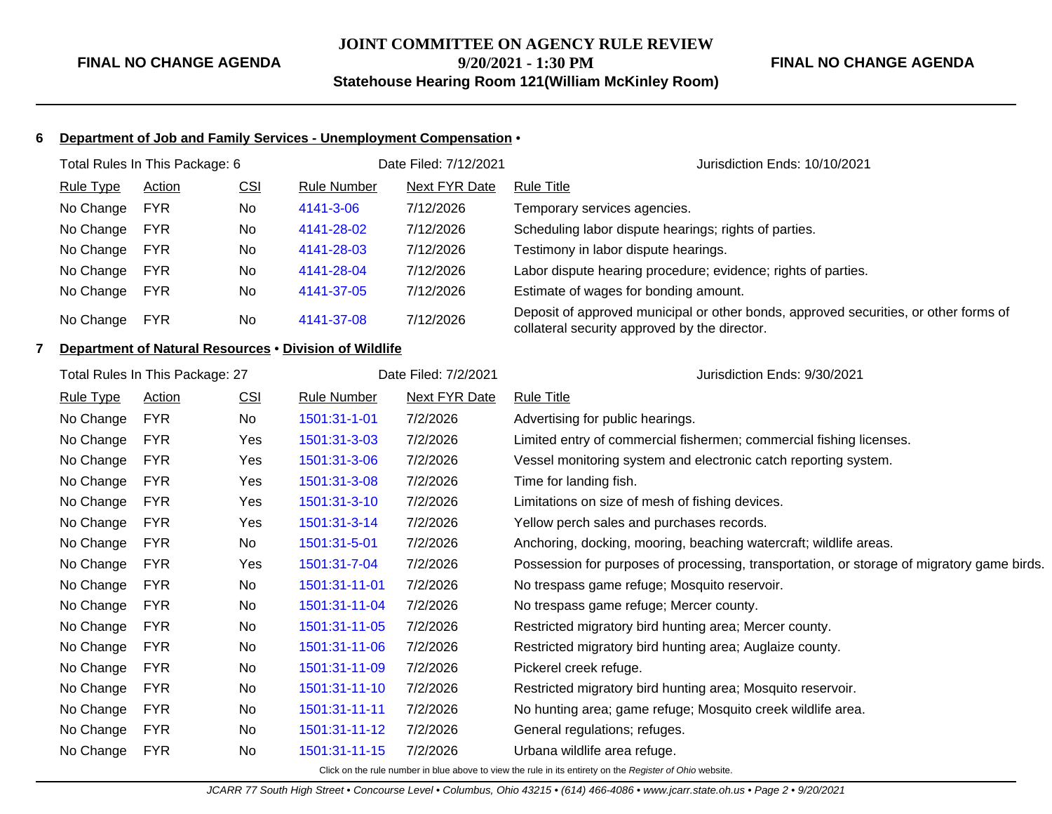**6 Department of Job and Family Services - Unemployment Compensation** •

Total Rules In This Package: 6 | Date Filed: 7/12/2021 | Jurisdiction Ends: 10/10/2021

| Rule Type | Action | CSI | Rule Number | Next FYR Date | Rule Title |
|---|---|---|---|---|---|
| No Change | FYR | No | 4141-3-06 | 7/12/2026 | Temporary services agencies. |
| No Change | FYR | No | 4141-28-02 | 7/12/2026 | Scheduling labor dispute hearings; rights of parties. |
| No Change | FYR | No | 4141-28-03 | 7/12/2026 | Testimony in labor dispute hearings. |
| No Change | FYR | No | 4141-28-04 | 7/12/2026 | Labor dispute hearing procedure; evidence; rights of parties. |
| No Change | FYR | No | 4141-37-05 | 7/12/2026 | Estimate of wages for bonding amount. |
| No Change | FYR | No | 4141-37-08 | 7/12/2026 | Deposit of approved municipal or other bonds, approved securities, or other forms of collateral security approved by the director. |

**7 Department of Natural Resources** • **Division of Wildlife**

Total Rules In This Package: 27 | Date Filed: 7/2/2021 | Jurisdiction Ends: 9/30/2021

| Rule Type | Action | CSI | Rule Number | Next FYR Date | Rule Title |
|---|---|---|---|---|---|
| No Change | FYR | No | 1501:31-1-01 | 7/2/2026 | Advertising for public hearings. |
| No Change | FYR | Yes | 1501:31-3-03 | 7/2/2026 | Limited entry of commercial fishermen; commercial fishing licenses. |
| No Change | FYR | Yes | 1501:31-3-06 | 7/2/2026 | Vessel monitoring system and electronic catch reporting system. |
| No Change | FYR | Yes | 1501:31-3-08 | 7/2/2026 | Time for landing fish. |
| No Change | FYR | Yes | 1501:31-3-10 | 7/2/2026 | Limitations on size of mesh of fishing devices. |
| No Change | FYR | Yes | 1501:31-3-14 | 7/2/2026 | Yellow perch sales and purchases records. |
| No Change | FYR | No | 1501:31-5-01 | 7/2/2026 | Anchoring, docking, mooring, beaching watercraft; wildlife areas. |
| No Change | FYR | Yes | 1501:31-7-04 | 7/2/2026 | Possession for purposes of processing, transportation, or storage of migratory game birds. |
| No Change | FYR | No | 1501:31-11-01 | 7/2/2026 | No trespass game refuge; Mosquito reservoir. |
| No Change | FYR | No | 1501:31-11-04 | 7/2/2026 | No trespass game refuge; Mercer county. |
| No Change | FYR | No | 1501:31-11-05 | 7/2/2026 | Restricted migratory bird hunting area; Mercer county. |
| No Change | FYR | No | 1501:31-11-06 | 7/2/2026 | Restricted migratory bird hunting area; Auglaize county. |
| No Change | FYR | No | 1501:31-11-09 | 7/2/2026 | Pickerel creek refuge. |
| No Change | FYR | No | 1501:31-11-10 | 7/2/2026 | Restricted migratory bird hunting area; Mosquito reservoir. |
| No Change | FYR | No | 1501:31-11-11 | 7/2/2026 | No hunting area; game refuge; Mosquito creek wildlife area. |
| No Change | FYR | No | 1501:31-11-12 | 7/2/2026 | General regulations; refuges. |
| No Change | FYR | No | 1501:31-11-15 | 7/2/2026 | Urbana wildlife area refuge. |

Click on the rule number in blue above to view the rule in its entirety on the *Register of Ohio* website.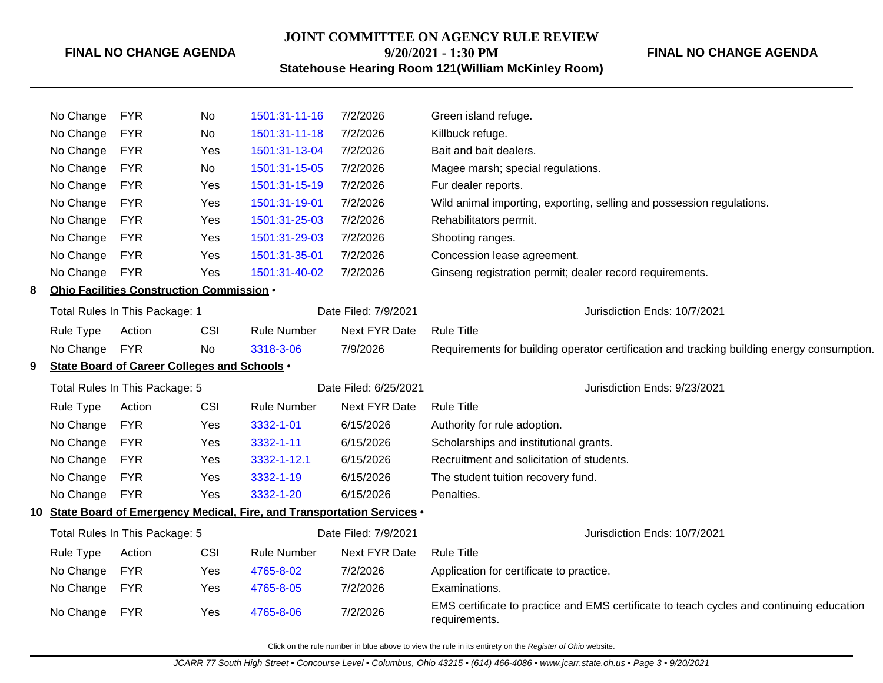| Rule Type | Action | CSI | Rule Number | Next FYR Date | Rule Title |
|---|---|---|---|---|---|
| No Change | FYR | No | 1501:31-11-16 | 7/2/2026 | Green island refuge. |
| No Change | FYR | No | 1501:31-11-18 | 7/2/2026 | Killbuck refuge. |
| No Change | FYR | Yes | 1501:31-13-04 | 7/2/2026 | Bait and bait dealers. |
| No Change | FYR | No | 1501:31-15-05 | 7/2/2026 | Magee marsh; special regulations. |
| No Change | FYR | Yes | 1501:31-15-19 | 7/2/2026 | Fur dealer reports. |
| No Change | FYR | Yes | 1501:31-19-01 | 7/2/2026 | Wild animal importing, exporting, selling and possession regulations. |
| No Change | FYR | Yes | 1501:31-25-03 | 7/2/2026 | Rehabilitators permit. |
| No Change | FYR | Yes | 1501:31-29-03 | 7/2/2026 | Shooting ranges. |
| No Change | FYR | Yes | 1501:31-35-01 | 7/2/2026 | Concession lease agreement. |
| No Change | FYR | Yes | 1501:31-40-02 | 7/2/2026 | Ginseng registration permit; dealer record requirements. |

## 8 Ohio Facilities Construction Commission •

Total Rules In This Package: 1 — Date Filed: 7/9/2021 — Jurisdiction Ends: 10/7/2021

| Rule Type | Action | CSI | Rule Number | Next FYR Date | Rule Title |
|---|---|---|---|---|---|
| No Change | FYR | No | 3318-3-06 | 7/9/2026 | Requirements for building operator certification and tracking building energy consumption. |

## 9 State Board of Career Colleges and Schools •

Total Rules In This Package: 5 — Date Filed: 6/25/2021 — Jurisdiction Ends: 9/23/2021

| Rule Type | Action | CSI | Rule Number | Next FYR Date | Rule Title |
|---|---|---|---|---|---|
| No Change | FYR | Yes | 3332-1-01 | 6/15/2026 | Authority for rule adoption. |
| No Change | FYR | Yes | 3332-1-11 | 6/15/2026 | Scholarships and institutional grants. |
| No Change | FYR | Yes | 3332-1-12.1 | 6/15/2026 | Recruitment and solicitation of students. |
| No Change | FYR | Yes | 3332-1-19 | 6/15/2026 | The student tuition recovery fund. |
| No Change | FYR | Yes | 3332-1-20 | 6/15/2026 | Penalties. |

## 10 State Board of Emergency Medical, Fire, and Transportation Services •

Total Rules In This Package: 5 — Date Filed: 7/9/2021 — Jurisdiction Ends: 10/7/2021

| Rule Type | Action | CSI | Rule Number | Next FYR Date | Rule Title |
|---|---|---|---|---|---|
| No Change | FYR | Yes | 4765-8-02 | 7/2/2026 | Application for certificate to practice. |
| No Change | FYR | Yes | 4765-8-05 | 7/2/2026 | Examinations. |
| No Change | FYR | Yes | 4765-8-06 | 7/2/2026 | EMS certificate to practice and EMS certificate to teach cycles and continuing education requirements. |

Click on the rule number in blue above to view the rule in its entirety on the *Register of Ohio* website.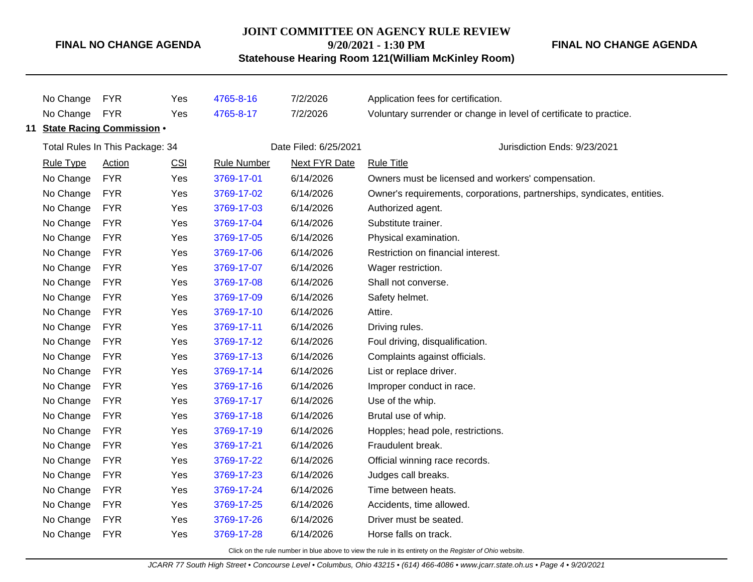| | | | | |
|---|---|---|---|---|
| No Change | FYR | Yes | 4765-8-16 | 7/2/2026 | Application fees for certification. |
| No Change | FYR | Yes | 4765-8-17 | 7/2/2026 | Voluntary surrender or change in level of certificate to practice. |

**11 State Racing Commission •**

Total Rules In This Package: 34 | Date Filed: 6/25/2021 | Jurisdiction Ends: 9/23/2021

| Rule Type | Action | CSI | Rule Number | Next FYR Date | Rule Title |
|---|---|---|---|---|---|
| No Change | FYR | Yes | 3769-17-01 | 6/14/2026 | Owners must be licensed and workers' compensation. |
| No Change | FYR | Yes | 3769-17-02 | 6/14/2026 | Owner's requirements, corporations, partnerships, syndicates, entities. |
| No Change | FYR | Yes | 3769-17-03 | 6/14/2026 | Authorized agent. |
| No Change | FYR | Yes | 3769-17-04 | 6/14/2026 | Substitute trainer. |
| No Change | FYR | Yes | 3769-17-05 | 6/14/2026 | Physical examination. |
| No Change | FYR | Yes | 3769-17-06 | 6/14/2026 | Restriction on financial interest. |
| No Change | FYR | Yes | 3769-17-07 | 6/14/2026 | Wager restriction. |
| No Change | FYR | Yes | 3769-17-08 | 6/14/2026 | Shall not converse. |
| No Change | FYR | Yes | 3769-17-09 | 6/14/2026 | Safety helmet. |
| No Change | FYR | Yes | 3769-17-10 | 6/14/2026 | Attire. |
| No Change | FYR | Yes | 3769-17-11 | 6/14/2026 | Driving rules. |
| No Change | FYR | Yes | 3769-17-12 | 6/14/2026 | Foul driving, disqualification. |
| No Change | FYR | Yes | 3769-17-13 | 6/14/2026 | Complaints against officials. |
| No Change | FYR | Yes | 3769-17-14 | 6/14/2026 | List or replace driver. |
| No Change | FYR | Yes | 3769-17-16 | 6/14/2026 | Improper conduct in race. |
| No Change | FYR | Yes | 3769-17-17 | 6/14/2026 | Use of the whip. |
| No Change | FYR | Yes | 3769-17-18 | 6/14/2026 | Brutal use of whip. |
| No Change | FYR | Yes | 3769-17-19 | 6/14/2026 | Hopples; head pole, restrictions. |
| No Change | FYR | Yes | 3769-17-21 | 6/14/2026 | Fraudulent break. |
| No Change | FYR | Yes | 3769-17-22 | 6/14/2026 | Official winning race records. |
| No Change | FYR | Yes | 3769-17-23 | 6/14/2026 | Judges call breaks. |
| No Change | FYR | Yes | 3769-17-24 | 6/14/2026 | Time between heats. |
| No Change | FYR | Yes | 3769-17-25 | 6/14/2026 | Accidents, time allowed. |
| No Change | FYR | Yes | 3769-17-26 | 6/14/2026 | Driver must be seated. |
| No Change | FYR | Yes | 3769-17-28 | 6/14/2026 | Horse falls on track. |

Click on the rule number in blue above to view the rule in its entirety on the *Register of Ohio* website.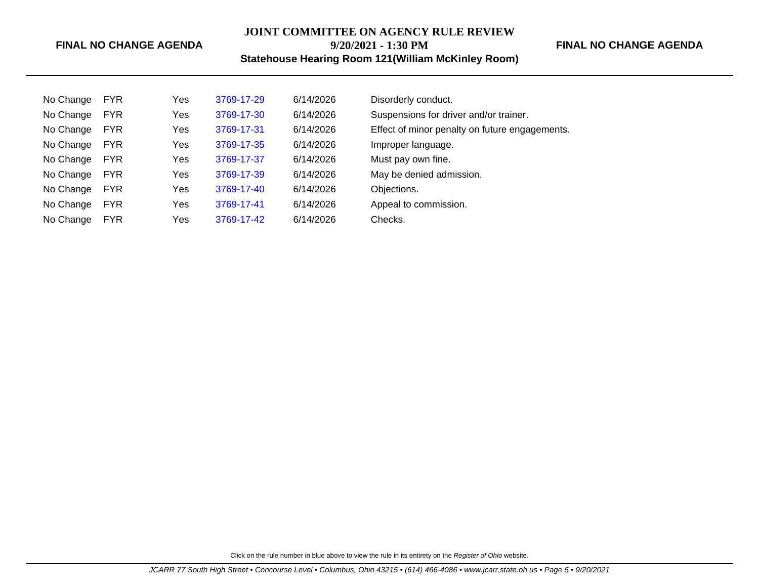| | | | | | |
|---|---|---|---|---|---|
| No Change | FYR | Yes | 3769-17-29 | 6/14/2026 | Disorderly conduct. |
| No Change | FYR | Yes | 3769-17-30 | 6/14/2026 | Suspensions for driver and/or trainer. |
| No Change | FYR | Yes | 3769-17-31 | 6/14/2026 | Effect of minor penalty on future engagements. |
| No Change | FYR | Yes | 3769-17-35 | 6/14/2026 | Improper language. |
| No Change | FYR | Yes | 3769-17-37 | 6/14/2026 | Must pay own fine. |
| No Change | FYR | Yes | 3769-17-39 | 6/14/2026 | May be denied admission. |
| No Change | FYR | Yes | 3769-17-40 | 6/14/2026 | Objections. |
| No Change | FYR | Yes | 3769-17-41 | 6/14/2026 | Appeal to commission. |
| No Change | FYR | Yes | 3769-17-42 | 6/14/2026 | Checks. |

Click on the rule number in blue above to view the rule in its entirety on the *Register of Ohio* website.